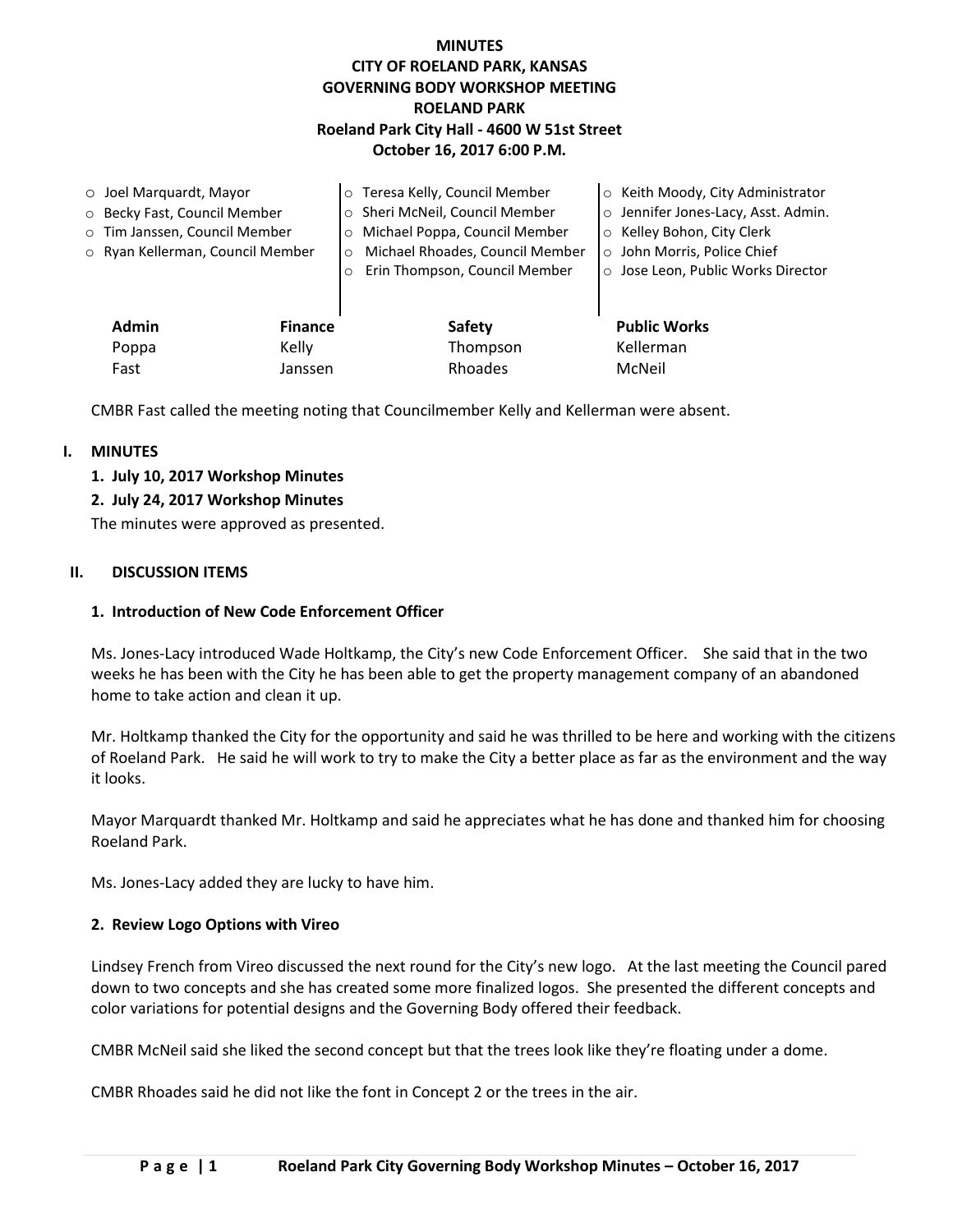# MINUTES
# CITY OF ROELAND PARK, KANSAS
# GOVERNING BODY WORKSHOP MEETING
# ROELAND PARK
## Roeland Park City Hall - 4600 W 51st Street
## October 16, 2017 6:00 P.M.

- Joel Marquardt, Mayor
- Becky Fast, Council Member
- Tim Janssen, Council Member
- Ryan Kellerman, Council Member
- Teresa Kelly, Council Member
- Sheri McNeil, Council Member
- Michael Poppa, Council Member
- Michael Rhoades, Council Member
- Erin Thompson, Council Member
- Keith Moody, City Administrator
- Jennifer Jones-Lacy, Asst. Admin.
- Kelley Bohon, City Clerk
- John Morris, Police Chief
- Jose Leon, Public Works Director

| Admin | Finance | Safety | Public Works |
|---|---|---|---|
| Poppa | Kelly | Thompson | Kellerman |
| Fast | Janssen | Rhoades | McNeil |

CMBR Fast called the meeting noting that Councilmember Kelly and Kellerman were absent.

## I. MINUTES

**1. July 10, 2017 Workshop Minutes**

**2. July 24, 2017 Workshop Minutes**

The minutes were approved as presented.

## II. DISCUSSION ITEMS

### 1. Introduction of New Code Enforcement Officer

Ms. Jones-Lacy introduced Wade Holtkamp, the City's new Code Enforcement Officer. She said that in the two weeks he has been with the City he has been able to get the property management company of an abandoned home to take action and clean it up.

Mr. Holtkamp thanked the City for the opportunity and said he was thrilled to be here and working with the citizens of Roeland Park. He said he will work to try to make the City a better place as far as the environment and the way it looks.

Mayor Marquardt thanked Mr. Holtkamp and said he appreciates what he has done and thanked him for choosing Roeland Park.

Ms. Jones-Lacy added they are lucky to have him.

### 2. Review Logo Options with Vireo

Lindsey French from Vireo discussed the next round for the City's new logo. At the last meeting the Council pared down to two concepts and she has created some more finalized logos. She presented the different concepts and color variations for potential designs and the Governing Body offered their feedback.

CMBR McNeil said she liked the second concept but that the trees look like they're floating under a dome.

CMBR Rhoades said he did not like the font in Concept 2 or the trees in the air.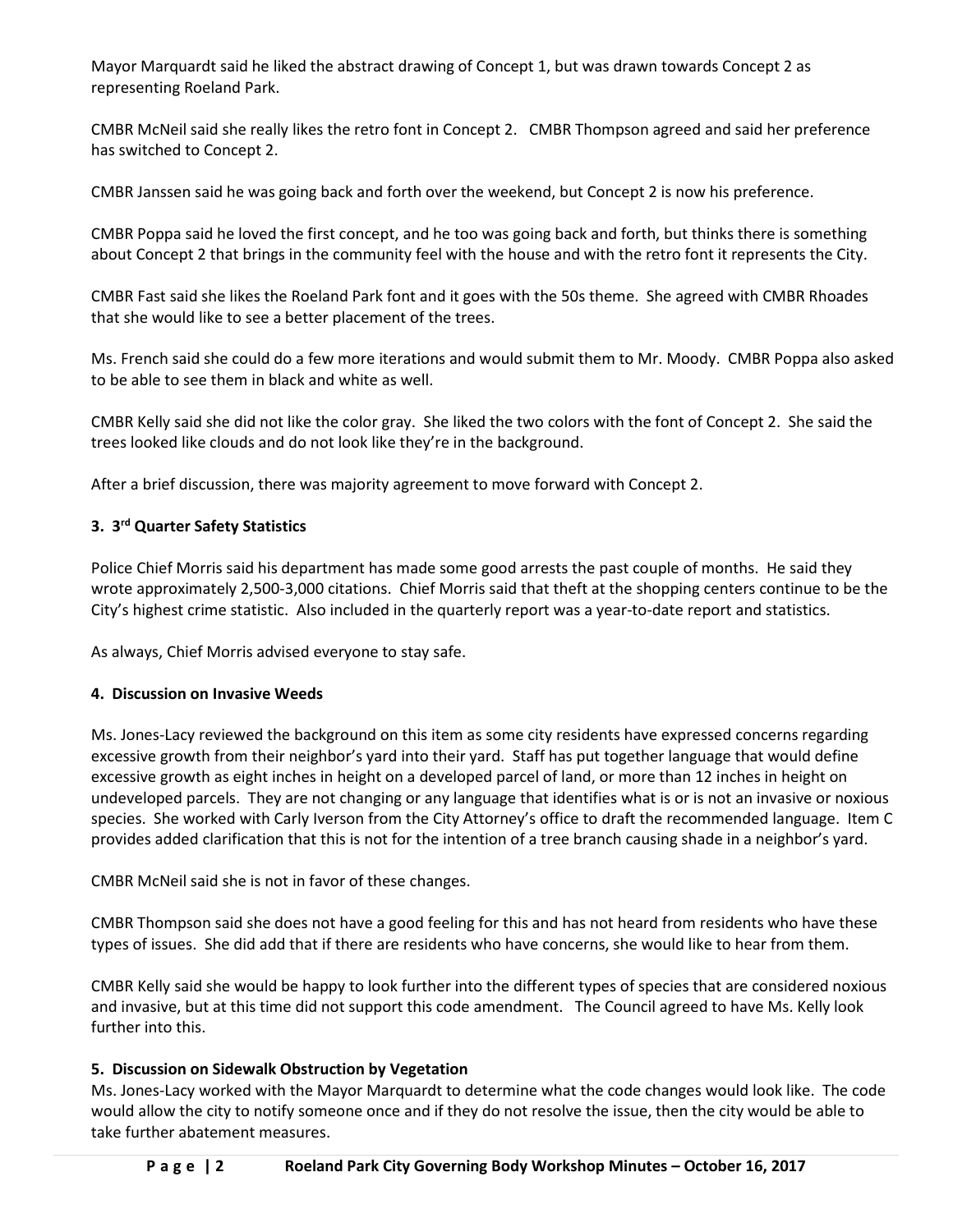Mayor Marquardt said he liked the abstract drawing of Concept 1, but was drawn towards Concept 2 as representing Roeland Park.

CMBR McNeil said she really likes the retro font in Concept 2. CMBR Thompson agreed and said her preference has switched to Concept 2.

CMBR Janssen said he was going back and forth over the weekend, but Concept 2 is now his preference.

CMBR Poppa said he loved the first concept, and he too was going back and forth, but thinks there is something about Concept 2 that brings in the community feel with the house and with the retro font it represents the City.

CMBR Fast said she likes the Roeland Park font and it goes with the 50s theme. She agreed with CMBR Rhoades that she would like to see a better placement of the trees.

Ms. French said she could do a few more iterations and would submit them to Mr. Moody. CMBR Poppa also asked to be able to see them in black and white as well.

CMBR Kelly said she did not like the color gray. She liked the two colors with the font of Concept 2. She said the trees looked like clouds and do not look like they're in the background.

After a brief discussion, there was majority agreement to move forward with Concept 2.

### 3. 3rd Quarter Safety Statistics

Police Chief Morris said his department has made some good arrests the past couple of months. He said they wrote approximately 2,500-3,000 citations. Chief Morris said that theft at the shopping centers continue to be the City's highest crime statistic. Also included in the quarterly report was a year-to-date report and statistics.

As always, Chief Morris advised everyone to stay safe.

### 4. Discussion on Invasive Weeds

Ms. Jones-Lacy reviewed the background on this item as some city residents have expressed concerns regarding excessive growth from their neighbor's yard into their yard. Staff has put together language that would define excessive growth as eight inches in height on a developed parcel of land, or more than 12 inches in height on undeveloped parcels. They are not changing or any language that identifies what is or is not an invasive or noxious species. She worked with Carly Iverson from the City Attorney's office to draft the recommended language. Item C provides added clarification that this is not for the intention of a tree branch causing shade in a neighbor's yard.

CMBR McNeil said she is not in favor of these changes.

CMBR Thompson said she does not have a good feeling for this and has not heard from residents who have these types of issues. She did add that if there are residents who have concerns, she would like to hear from them.

CMBR Kelly said she would be happy to look further into the different types of species that are considered noxious and invasive, but at this time did not support this code amendment. The Council agreed to have Ms. Kelly look further into this.

### 5. Discussion on Sidewalk Obstruction by Vegetation

Ms. Jones-Lacy worked with the Mayor Marquardt to determine what the code changes would look like. The code would allow the city to notify someone once and if they do not resolve the issue, then the city would be able to take further abatement measures.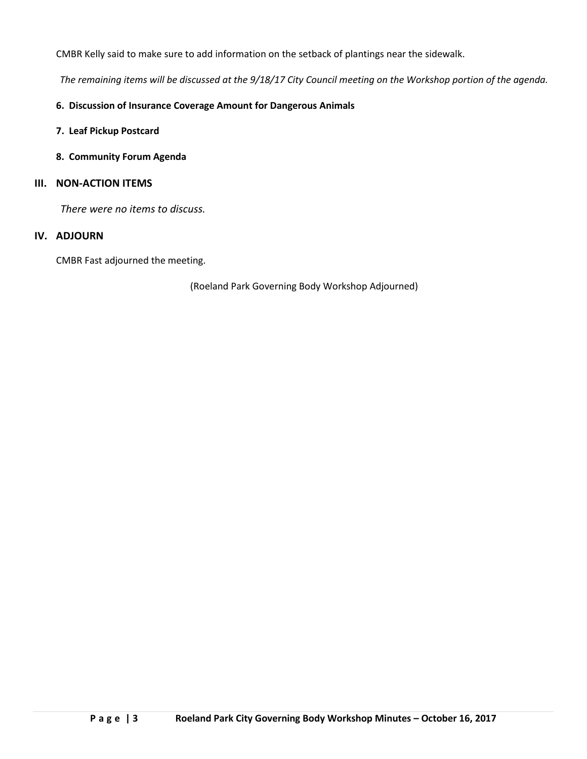CMBR Kelly said to make sure to add information on the setback of plantings near the sidewalk.

*The remaining items will be discussed at the 9/18/17 City Council meeting on the Workshop portion of the agenda.*

**6. Discussion of Insurance Coverage Amount for Dangerous Animals**

**7. Leaf Pickup Postcard**

**8. Community Forum Agenda**

## III. NON-ACTION ITEMS

*There were no items to discuss.*

## IV. ADJOURN

CMBR Fast adjourned the meeting.

(Roeland Park Governing Body Workshop Adjourned)